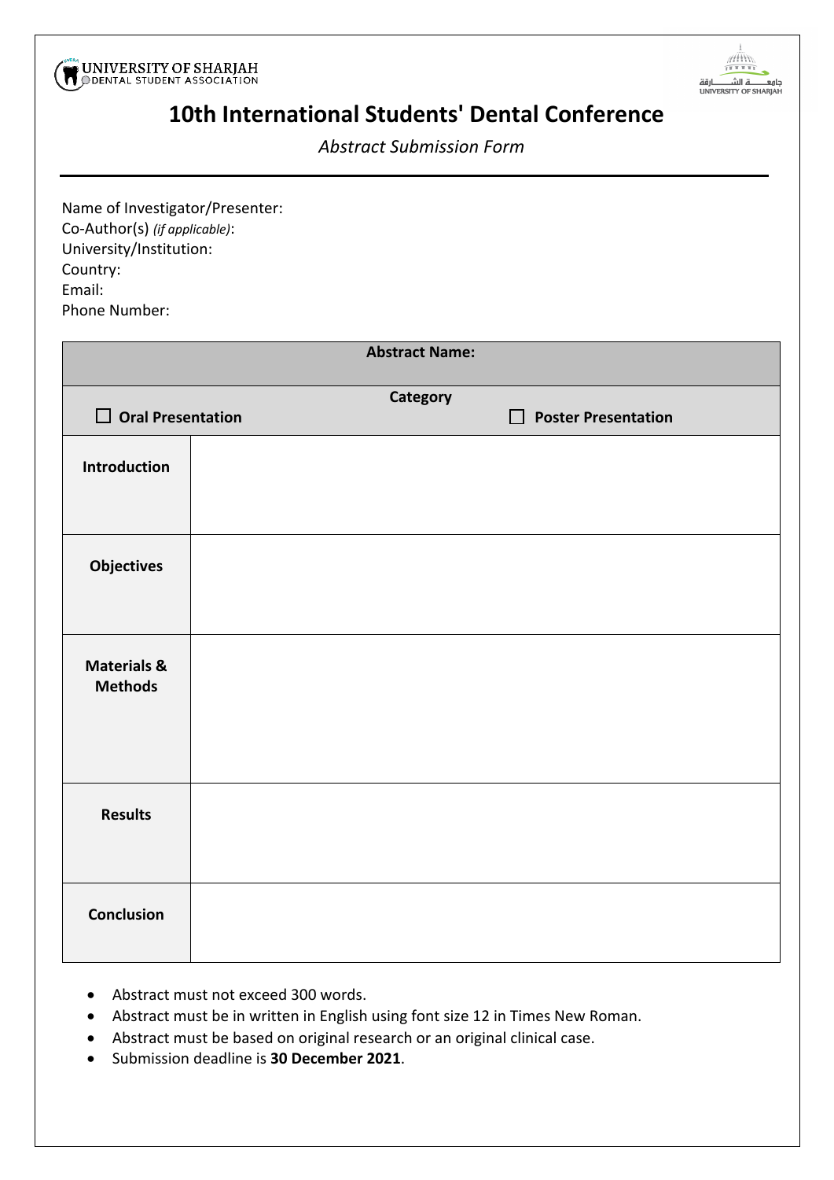UNIVERSITY OF SHARJAH
DENTAL STUDENT ASSOCIATION

جامعة الشارقة
UNIVERSITY OF SHARJAH

# 10th International Students' Dental Conference

*Abstract Submission Form*

---

Name of Investigator/Presenter:
Co-Author(s) *(if applicable)*:
University/Institution:
Country:
Email:
Phone Number:

| **Abstract Name:** | |
|---|---|
| **Category** ☐ **Oral Presentation** ☐ **Poster Presentation** | |
| **Introduction** | |
| **Objectives** | |
| **Materials & Methods** | |
| **Results** | |
| **Conclusion** | |

- Abstract must not exceed 300 words.
- Abstract must be in written in English using font size 12 in Times New Roman.
- Abstract must be based on original research or an original clinical case.
- Submission deadline is **30 December 2021**.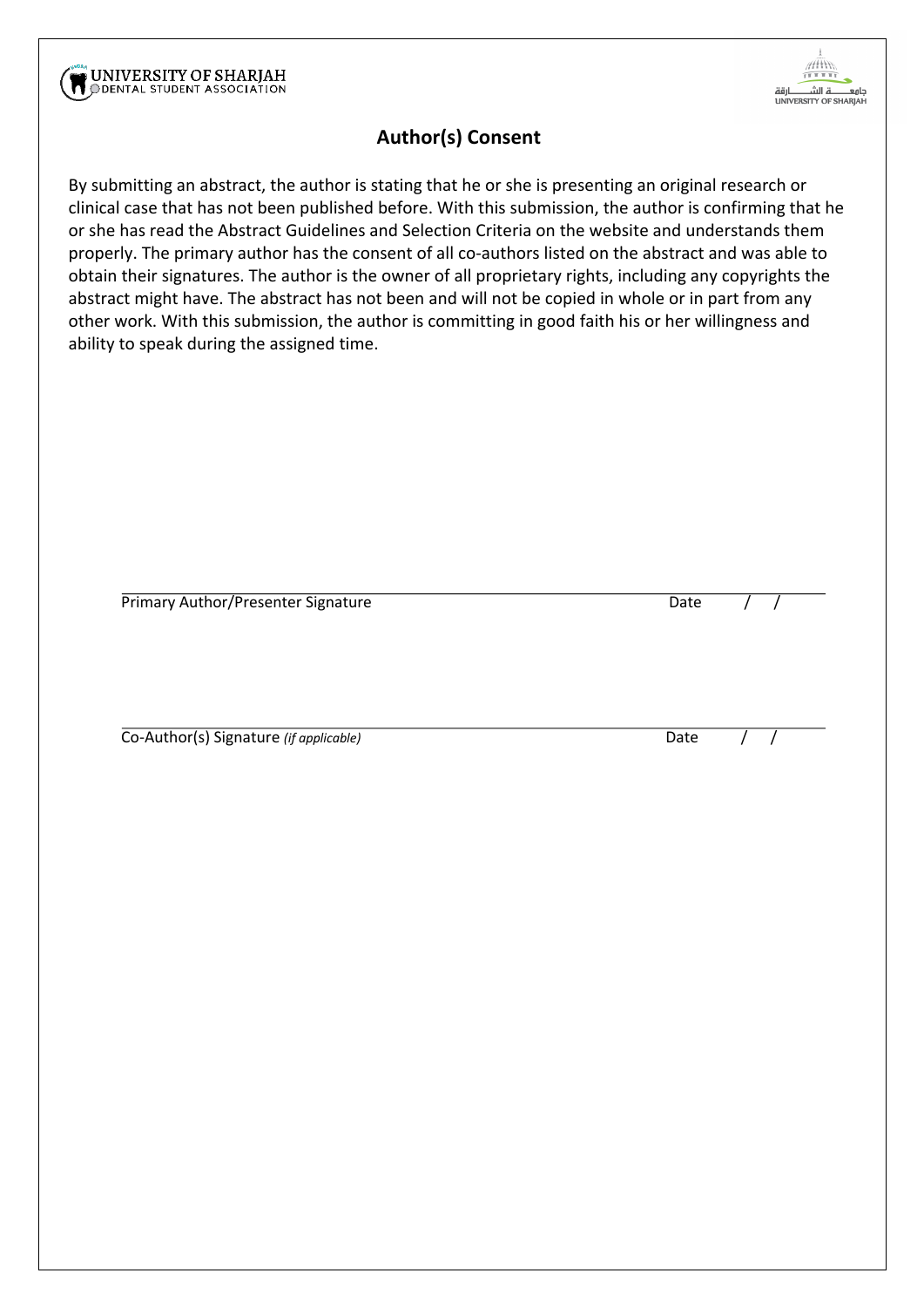UNIVERSITY OF SHARJAH
DENTAL STUDENT ASSOCIATION

جامعة الشارقة
UNIVERSITY OF SHARJAH

## Author(s) Consent

By submitting an abstract, the author is stating that he or she is presenting an original research or clinical case that has not been published before. With this submission, the author is confirming that he or she has read the Abstract Guidelines and Selection Criteria on the website and understands them properly. The primary author has the consent of all co-authors listed on the abstract and was able to obtain their signatures. The author is the owner of all proprietary rights, including any copyrights the abstract might have. The abstract has not been copied in whole or in part from any other work. With this submission, the author is committing in good faith his or her willingness and ability to speak during the assigned time.

Primary Author/Presenter Signature Date / /

Co-Author(s) Signature *(if applicable)* Date / /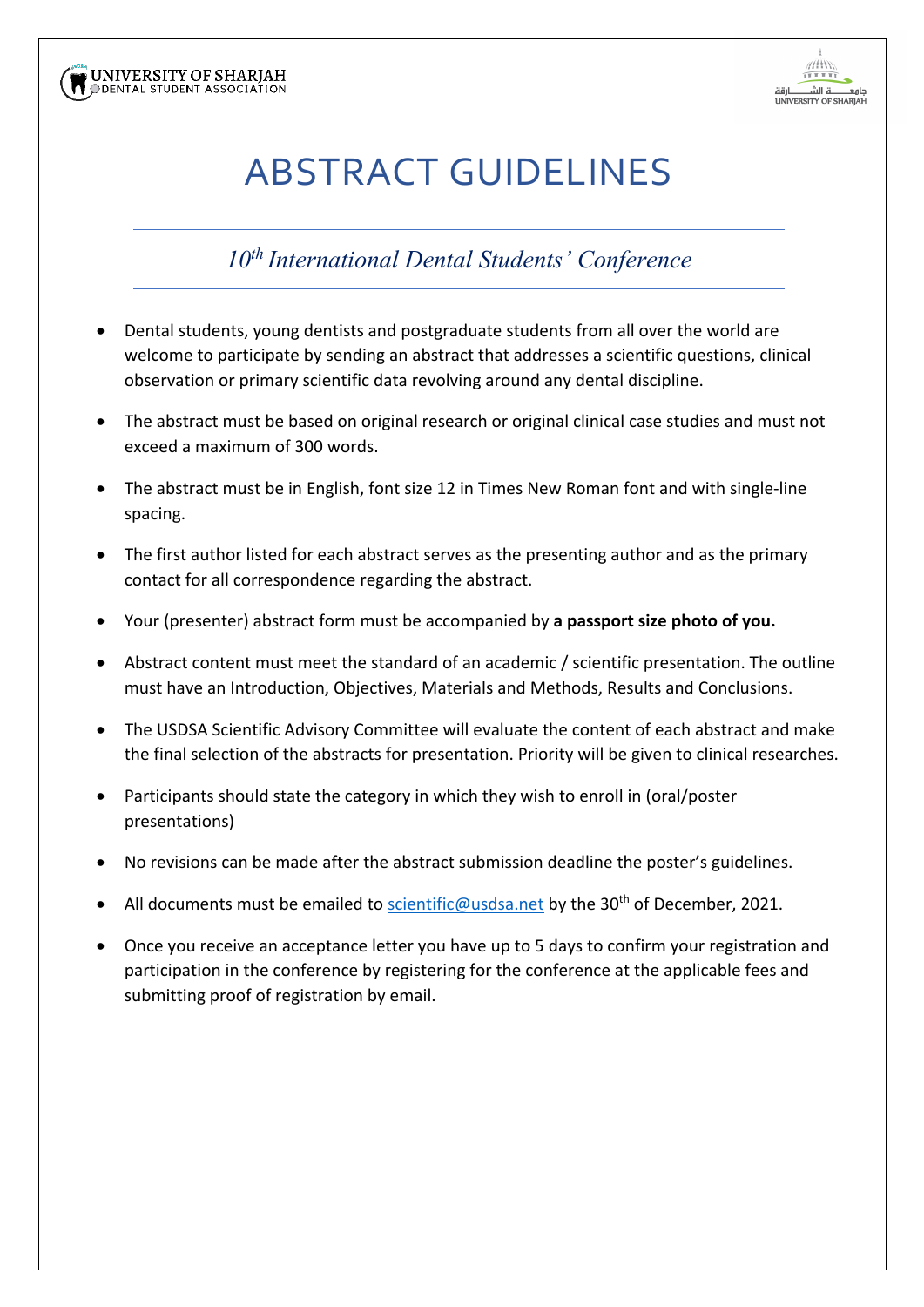# ABSTRACT GUIDELINES

## *10th International Dental Students' Conference*

- Dental students, young dentists and postgraduate students from all over the world are welcome to participate by sending an abstract that addresses a scientific questions, clinical observation or primary scientific data revolving around any dental discipline.
- The abstract must be based on original research or original clinical case studies and must not exceed a maximum of 300 words.
- The abstract must be in English, font size 12 in Times New Roman font and with single-line spacing.
- The first author listed for each abstract serves as the presenting author and as the primary contact for all correspondence regarding the abstract.
- Your (presenter) abstract form must be accompanied by **a passport size photo of you.**
- Abstract content must meet the standard of an academic / scientific presentation. The outline must have an Introduction, Objectives, Materials and Methods, Results and Conclusions.
- The USDSA Scientific Advisory Committee will evaluate the content of each abstract and make the final selection of the abstracts for presentation. Priority will be given to clinical researches.
- Participants should state the category in which they wish to enroll in (oral/poster presentations)
- No revisions can be made after the abstract submission deadline the poster's guidelines.
- All documents must be emailed to scientific@usdsa.net by the 30th of December, 2021.
- Once you receive an acceptance letter you have up to 5 days to confirm your registration and participation in the conference by registering for the conference at the applicable fees and submitting proof of registration by email.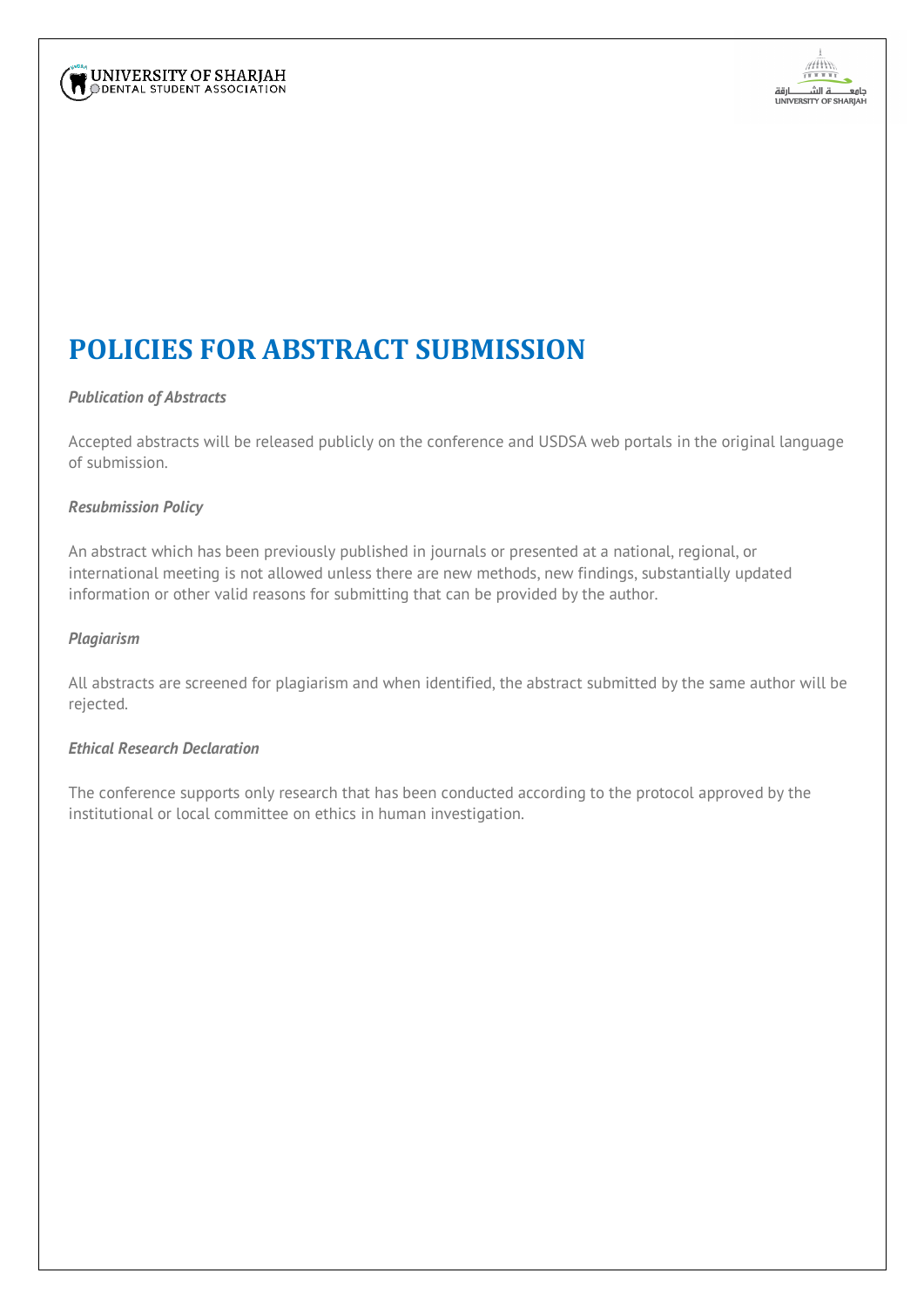# POLICIES FOR ABSTRACT SUBMISSION

*Publication of Abstracts*

Accepted abstracts will be released publicly on the conference and USDSA web portals in the original language of submission.

*Resubmission Policy*

An abstract which has been previously published in journals or presented at a national, regional, or international meeting is not allowed unless there are new methods, new findings, substantially updated information or other valid reasons for submitting that can be provided by the author.

*Plagiarism*

All abstracts are screened for plagiarism and when identified, the abstract submitted by the same author will be rejected.

*Ethical Research Declaration*

The conference supports only research that has been conducted according to the protocol approved by the institutional or local committee on ethics in human investigation.